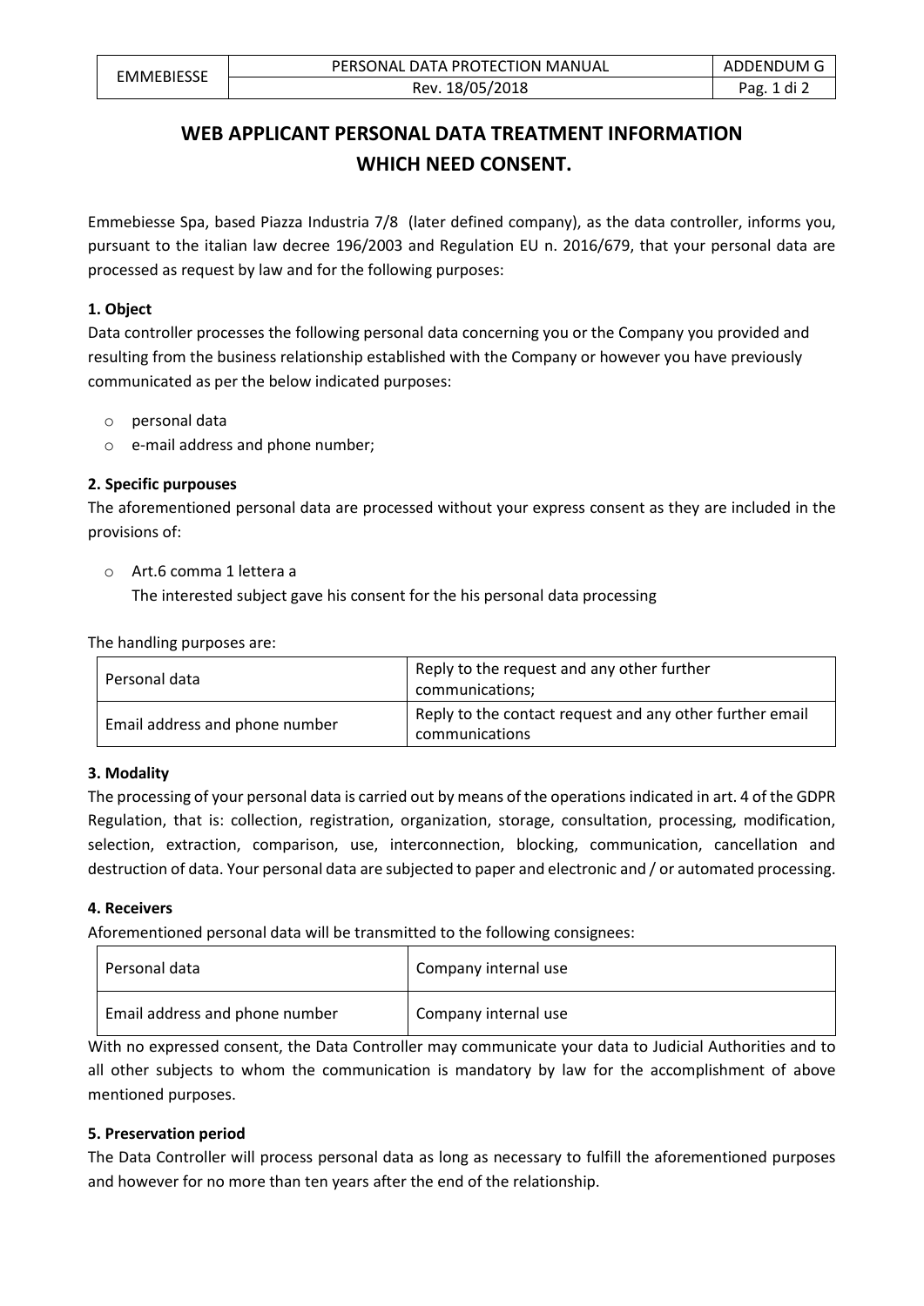# WEB APPLICANT PERSONAL DATA TREATMENT INFORMATION WHICH NEED CONSENT.

Emmebiesse Spa, based Piazza Industria 7/8 (later defined company), as the data controller, informs you, pursuant to the italian law decree 196/2003 and Regulation EU n. 2016/679, that your personal data are processed as request by law and for the following purposes:

### 1. Object

Data controller processes the following personal data concerning you or the Company you provided and resulting from the business relationship established with the Company or however you have previously communicated as per the below indicated purposes:

- personal data
- e-mail address and phone number;

### 2. Specific purpouses

The aforementioned personal data are processed without your express consent as they are included in the provisions of:

- Art.6 comma 1 lettera a
  The interested subject gave his consent for the his personal data processing

The handling purposes are:

| Personal data | Reply to the request and any other further communications; |
|---|---|
| Email address and phone number | Reply to the contact request and any other further email communications |

### 3. Modality

The processing of your personal data is carried out by means of the operations indicated in art. 4 of the GDPR Regulation, that is: collection, registration, organization, storage, consultation, processing, modification, selection, extraction, comparison, use, interconnection, blocking, communication, cancellation and destruction of data. Your personal data are subjected to paper and electronic and / or automated processing.

### 4. Receivers

Aforementioned personal data will be transmitted to the following consignees:

| Personal data | Company internal use |
|---|---|
| Email address and phone number | Company internal use |

With no expressed consent, the Data Controller may communicate your data to Judicial Authorities and to all other subjects to whom the communication is mandatory by law for the accomplishment of above mentioned purposes.

### 5. Preservation period

The Data Controller will process personal data as long as necessary to fulfill the aforementioned purposes and however for no more than ten years after the end of the relationship.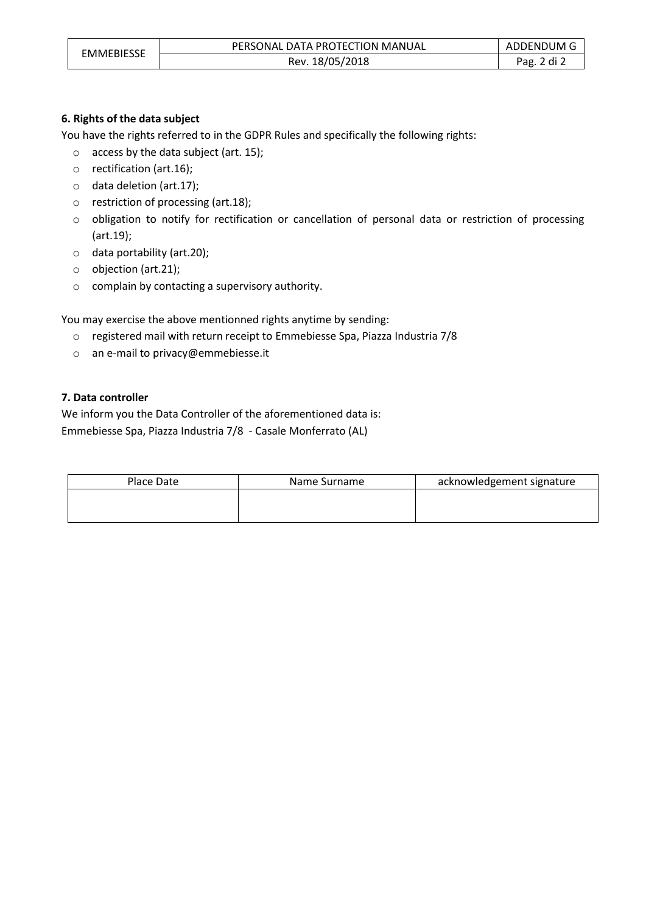### 6. Rights of the data subject

You have the rights referred to in the GDPR Rules and specifically the following rights:

- access by the data subject (art. 15);
- rectification (art.16);
- data deletion (art.17);
- restriction of processing (art.18);
- obligation to notify for rectification or cancellation of personal data or restriction of processing (art.19);
- data portability (art.20);
- objection (art.21);
- complain by contacting a supervisory authority.

You may exercise the above mentionned rights anytime by sending:

- registered mail with return receipt to Emmebiesse Spa, Piazza Industria 7/8
- an e-mail to privacy@emmebiesse.it

### 7. Data controller

We inform you the Data Controller of the aforementioned data is:
Emmebiesse Spa, Piazza Industria 7/8 - Casale Monferrato (AL)

| Place Date | Name Surname | acknowledgement signature |
|---|---|---|
| | | |